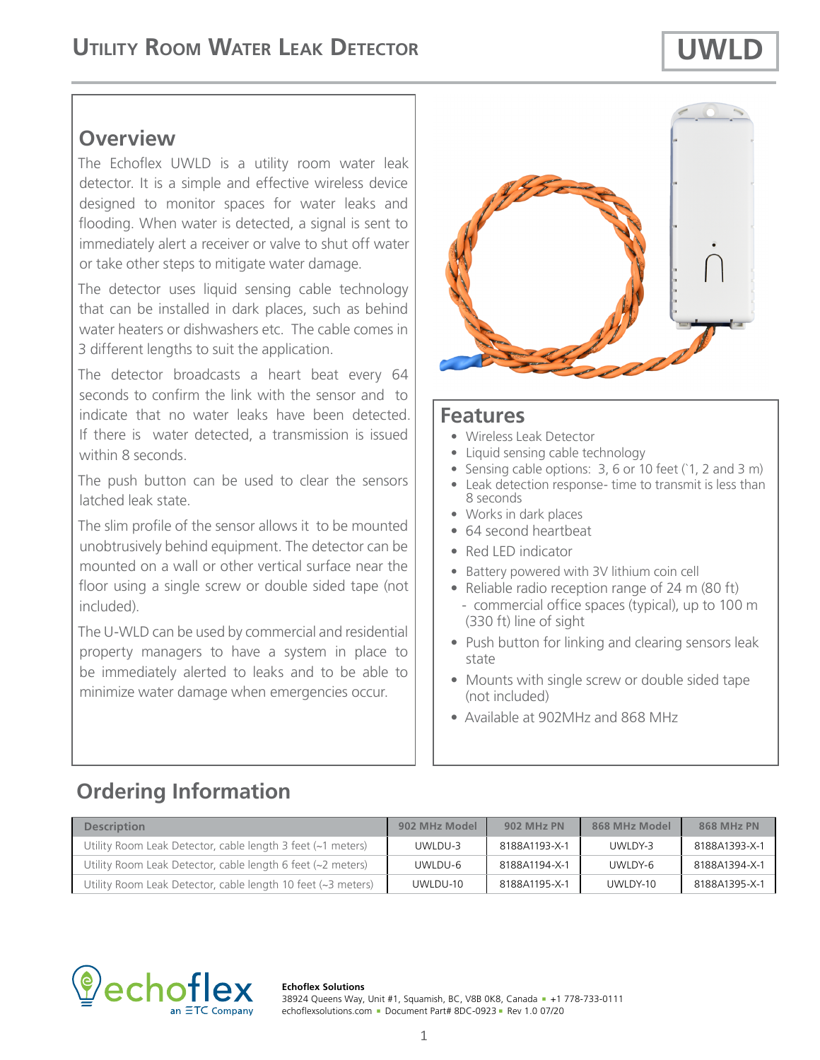# Utility Room Water Leak Detector

# UWLD

## Overview

The Echoflex UWLD is a utility room water leak detector. It is a simple and effective wireless device designed to monitor spaces for water leaks and flooding. When water is detected, a signal is sent to immediately alert a receiver or valve to shut off water or take other steps to mitigate water damage.

The detector uses liquid sensing cable technology that can be installed in dark places, such as behind water heaters or dishwashers etc. The cable comes in 3 different lengths to suit the application.

The detector broadcasts a heart beat every 64 seconds to confirm the link with the sensor and to indicate that no water leaks have been detected. If there is water detected, a transmission is issued within 8 seconds.

The push button can be used to clear the sensors latched leak state.

The slim profile of the sensor allows it to be mounted unobtrusively behind equipment. The detector can be mounted on a wall or other vertical surface near the floor using a single screw or double sided tape (not included).

The U-WLD can be used by commercial and residential property managers to have a system in place to be immediately alerted to leaks and to be able to minimize water damage when emergencies occur.

## Features

- Wireless Leak Detector
- Liquid sensing cable technology
- Sensing cable options: 3, 6 or 10 feet (`1, 2 and 3 m)
- Leak detection response- time to transmit is less than 8 seconds
- Works in dark places
- 64 second heartbeat
- Red LED indicator
- Battery powered with 3V lithium coin cell
- Reliable radio reception range of 24 m (80 ft)
  - commercial office spaces (typical), up to 100 m (330 ft) line of sight
- Push button for linking and clearing sensors leak state
- Mounts with single screw or double sided tape (not included)
- Available at 902MHz and 868 MHz

## Ordering Information

| Description | 902 MHz Model | 902 MHz PN | 868 MHz Model | 868 MHz PN |
|---|---|---|---|---|
| Utility Room Leak Detector, cable length 3 feet (~1 meters) | UWLDU-3 | 8188A1193-X-1 | UWLDY-3 | 8188A1393-X-1 |
| Utility Room Leak Detector, cable length 6 feet (~2 meters) | UWLDU-6 | 8188A1194-X-1 | UWLDY-6 | 8188A1394-X-1 |
| Utility Room Leak Detector, cable length 10 feet (~3 meters) | UWLDU-10 | 8188A1195-X-1 | UWLDY-10 | 8188A1395-X-1 |

echoflex
an ETC Company

**Echoflex Solutions**
38924 Queens Way, Unit #1, Squamish, BC, V8B 0K8, Canada ▪ +1 778-733-0111
echoflexsolutions.com ▪ Document Part# 8DC-0923 ▪ Rev 1.0 07/20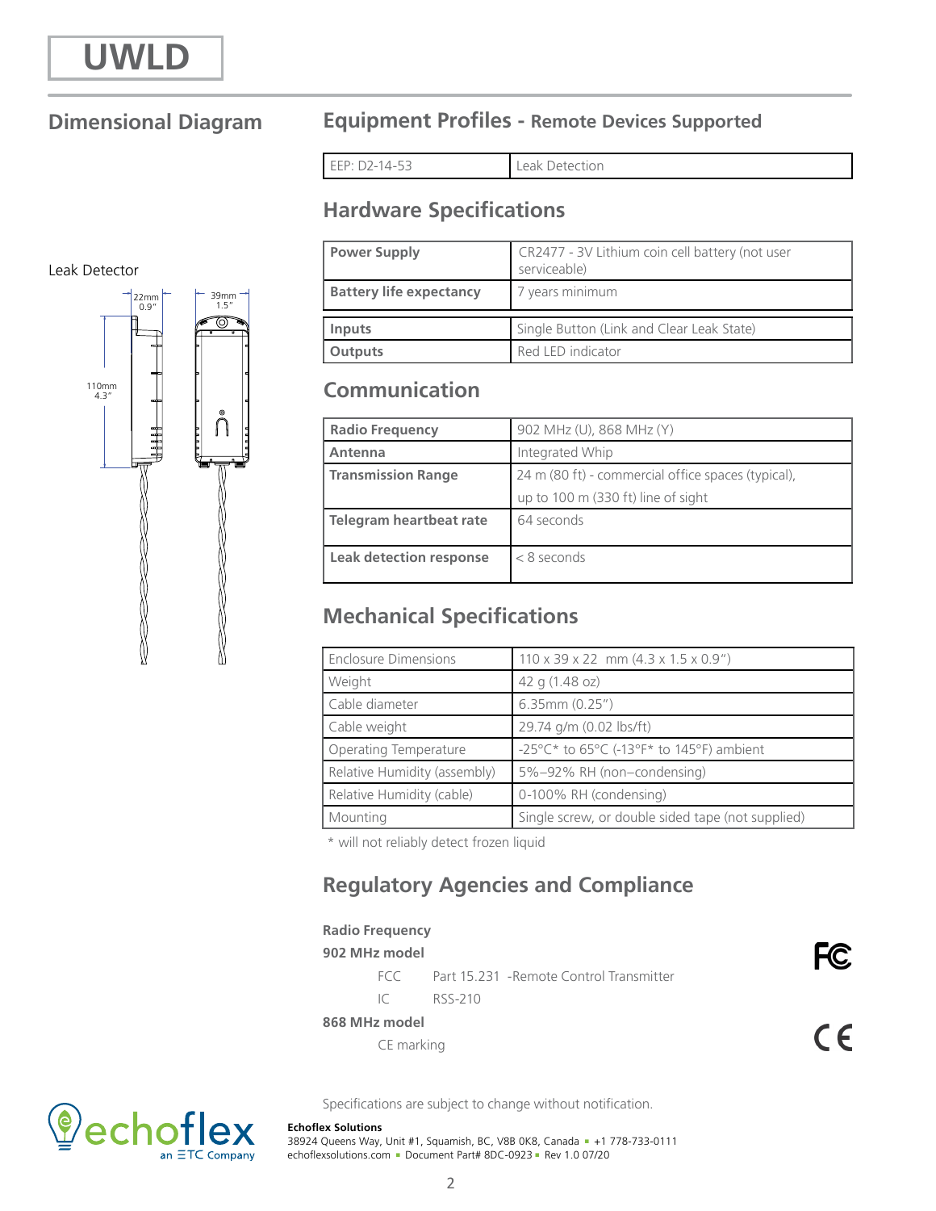# UWLD

## Dimensional Diagram

Leak Detector

22mm
0.9"

39mm
1.5"

110mm
4.3"

## Equipment Profiles - Remote Devices Supported

| | |
|---|---|
| EEP: D2-14-53 | Leak Detection |

## Hardware Specifications

| | |
|---|---|
| **Power Supply** | CR2477 - 3V Lithium coin cell battery (not user serviceable) |
| **Battery life expectancy** | 7 years minimum |
| **Inputs** | Single Button (Link and Clear Leak State) |
| **Outputs** | Red LED indicator |

## Communication

| | |
|---|---|
| **Radio Frequency** | 902 MHz (U), 868 MHz (Y) |
| **Antenna** | Integrated Whip |
| **Transmission Range** | 24 m (80 ft) - commercial office spaces (typical), up to 100 m (330 ft) line of sight |
| **Telegram heartbeat rate** | 64 seconds |
| **Leak detection response** | < 8 seconds |

## Mechanical Specifications

| | |
|---|---|
| Enclosure Dimensions | 110 x 39 x 22 mm (4.3 x 1.5 x 0.9") |
| Weight | 42 g (1.48 oz) |
| Cable diameter | 6.35mm (0.25") |
| Cable weight | 29.74 g/m (0.02 lbs/ft) |
| Operating Temperature | -25°C* to 65°C (-13°F* to 145°F) ambient |
| Relative Humidity (assembly) | 5%–92% RH (non–condensing) |
| Relative Humidity (cable) | 0-100% RH (condensing) |
| Mounting | Single screw, or double sided tape (not supplied) |

* will not reliably detect frozen liquid

## Regulatory Agencies and Compliance

**Radio Frequency**

**902 MHz model**

FCC Part 15.231 -Remote Control Transmitter

IC RSS-210

**868 MHz model**

CE marking

Specifications are subject to change without notification.

**Echoflex Solutions**
38924 Queens Way, Unit #1, Squamish, BC, V8B 0K8, Canada ▪ +1 778-733-0111
echoflexsolutions.com ▪ Document Part# 8DC-0923 ▪ Rev 1.0 07/20